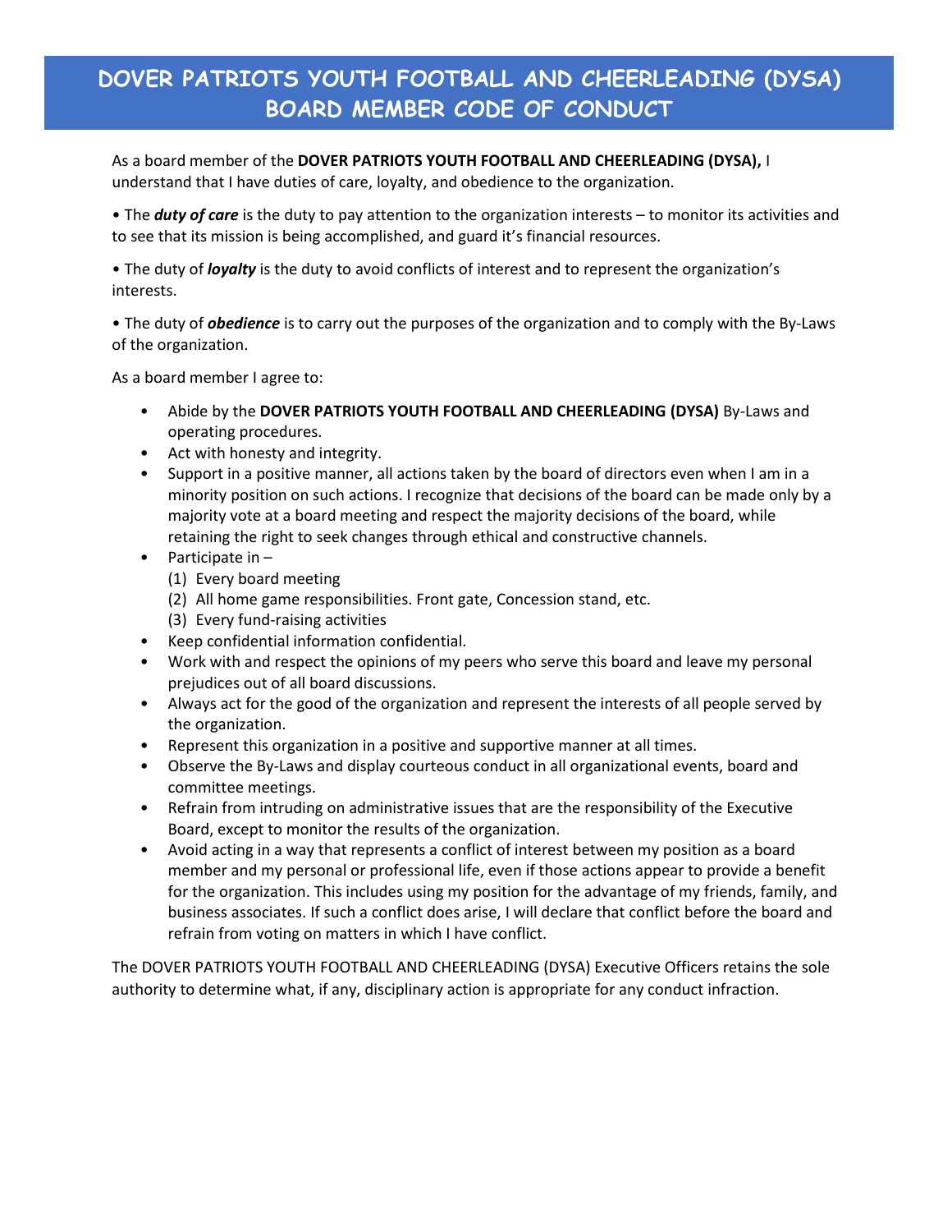# DOVER PATRIOTS YOUTH FOOTBALL AND CHEERLEADING (DYSA) BOARD MEMBER CODE OF CONDUCT

As a board member of the **DOVER PATRIOTS YOUTH FOOTBALL AND CHEERLEADING (DYSA),** I understand that I have duties of care, loyalty, and obedience to the organization.

• The ***duty of care*** is the duty to pay attention to the organization interests – to monitor its activities and to see that its mission is being accomplished, and guard it's financial resources.

• The duty of ***loyalty*** is the duty to avoid conflicts of interest and to represent the organization's interests.

• The duty of ***obedience*** is to carry out the purposes of the organization and to comply with the By-Laws of the organization.

As a board member I agree to:

- Abide by the **DOVER PATRIOTS YOUTH FOOTBALL AND CHEERLEADING (DYSA)** By-Laws and operating procedures.
- Act with honesty and integrity.
- Support in a positive manner, all actions taken by the board of directors even when I am in a minority position on such actions. I recognize that decisions of the board can be made only by a majority vote at a board meeting and respect the majority decisions of the board, while retaining the right to seek changes through ethical and constructive channels.
- Participate in –
  (1) Every board meeting
  (2) All home game responsibilities. Front gate, Concession stand, etc.
  (3) Every fund-raising activities
- Keep confidential information confidential.
- Work with and respect the opinions of my peers who serve this board and leave my personal prejudices out of all board discussions.
- Always act for the good of the organization and represent the interests of all people served by the organization.
- Represent this organization in a positive and supportive manner at all times.
- Observe the By-Laws and display courteous conduct in all organizational events, board and committee meetings.
- Refrain from intruding on administrative issues that are the responsibility of the Executive Board, except to monitor the results of the organization.
- Avoid acting in a way that represents a conflict of interest between my position as a board member and my personal or professional life, even if those actions appear to provide a benefit for the organization. This includes using my position for the advantage of my friends, family, and business associates. If such a conflict does arise, I will declare that conflict before the board and refrain from voting on matters in which I have conflict.

The DOVER PATRIOTS YOUTH FOOTBALL AND CHEERLEADING (DYSA) Executive Officers retains the sole authority to determine what, if any, disciplinary action is appropriate for any conduct infraction.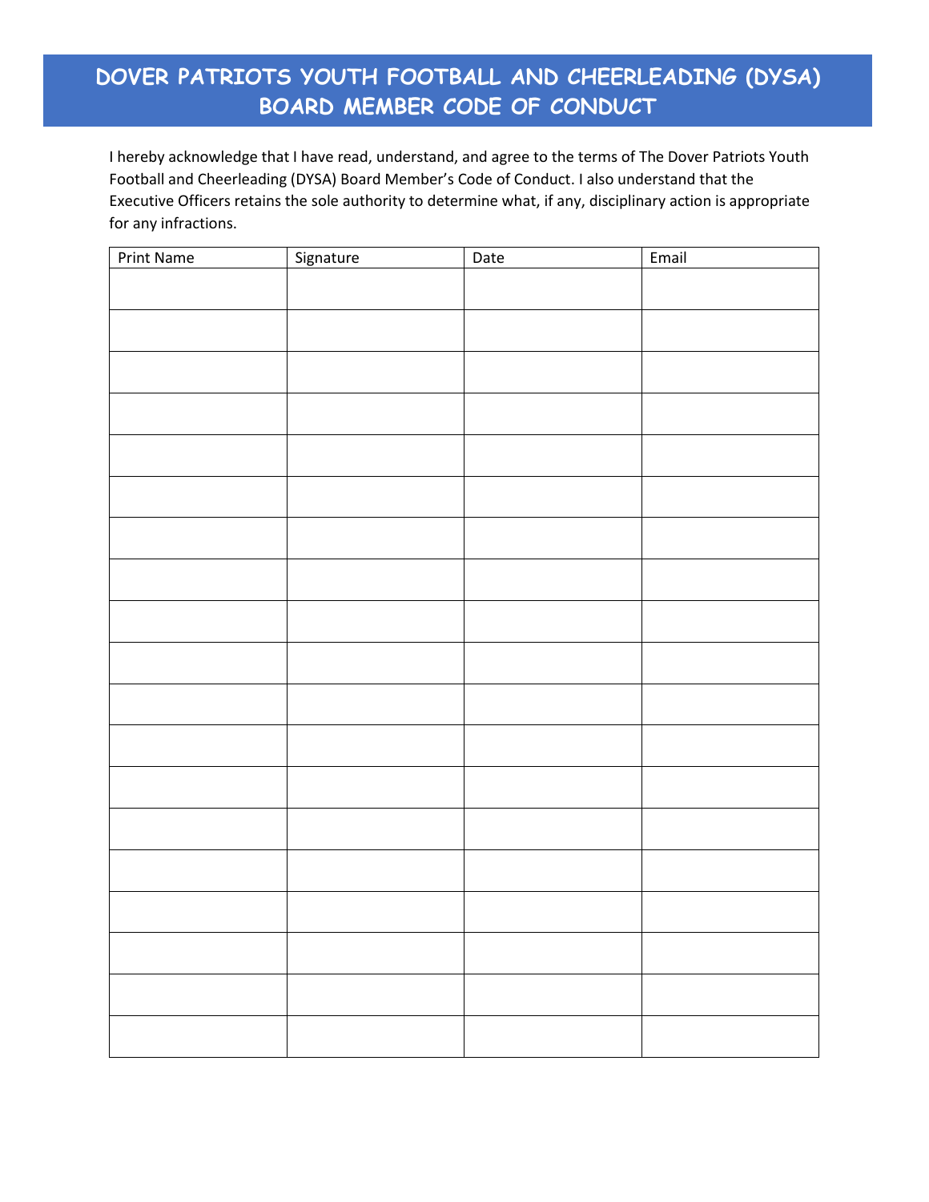# DOVER PATRIOTS YOUTH FOOTBALL AND CHEERLEADING (DYSA) BOARD MEMBER CODE OF CONDUCT

I hereby acknowledge that I have read, understand, and agree to the terms of The Dover Patriots Youth Football and Cheerleading (DYSA) Board Member's Code of Conduct. I also understand that the Executive Officers retains the sole authority to determine what, if any, disciplinary action is appropriate for any infractions.

| Print Name | Signature | Date | Email |
|---|---|---|---|
| | | | |
| | | | |
| | | | |
| | | | |
| | | | |
| | | | |
| | | | |
| | | | |
| | | | |
| | | | |
| | | | |
| | | | |
| | | | |
| | | | |
| | | | |
| | | | |
| | | | |
| | | | |
| | | | |